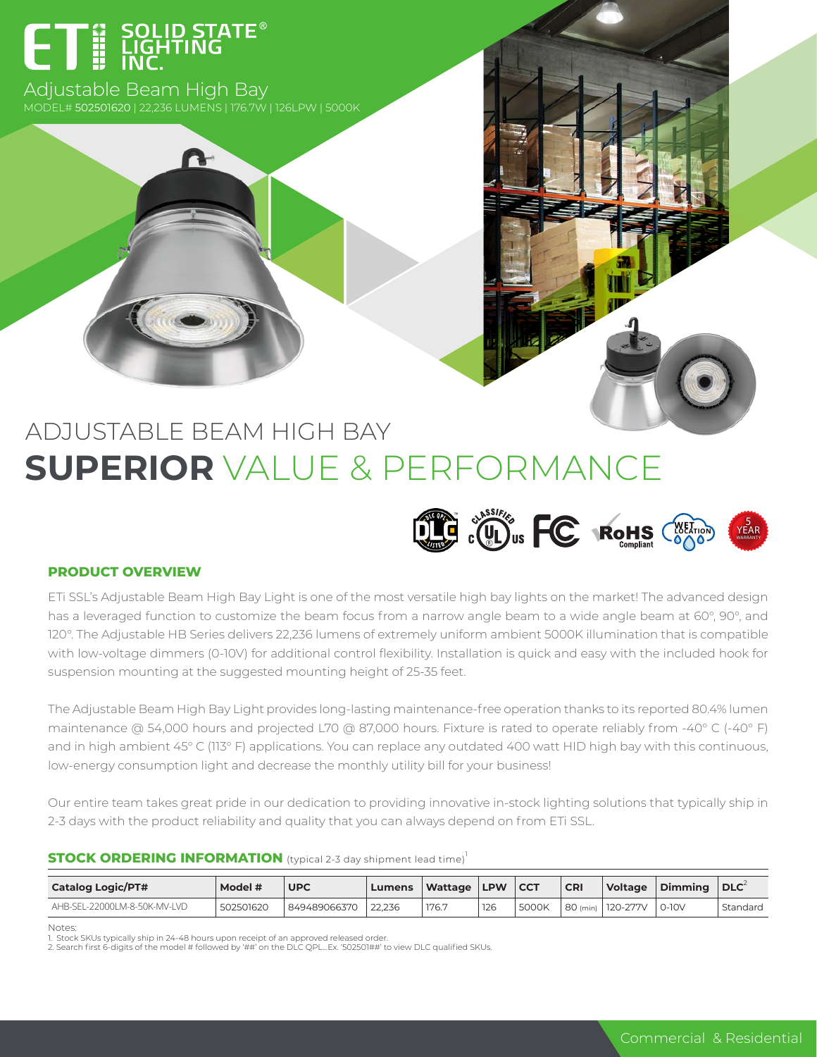# ETi SOLID STATE® LIGHTING INC.

Adjustable Beam High Bay

MODEL# 502501620 | 22,236 LUMENS | 176.7W | 126LPW | 5000K

# ADJUSTABLE BEAM HIGH BAY

# **SUPERIOR** VALUE & PERFORMANCE

DLC QPL LISTED | cULus CLASSIFIED | FC | RoHS Compliant | WET LOCATION | 5 YEAR WARRANTY

## PRODUCT OVERVIEW

ETi SSL's Adjustable Beam High Bay Light is one of the most versatile high bay lights on the market! The advanced design has a leveraged function to customize the beam focus from a narrow angle beam to a wide angle beam at 60°, 90°, and 120°. The Adjustable HB Series delivers 22,236 lumens of extremely uniform ambient 5000K illumination that is compatible with low-voltage dimmers (0-10V) for additional control flexibility. Installation is quick and easy with the included hook for suspension mounting at the suggested mounting height of 25-35 feet.

The Adjustable Beam High Bay Light provides long-lasting maintenance-free operation thanks to its reported 80.4% lumen maintenance @ 54,000 hours and projected L70 @ 87,000 hours. Fixture is rated to operate reliably from -40° C (-40° F) and in high ambient 45° C (113° F) applications. You can replace any outdated 400 watt HID high bay with this continuous, low-energy consumption light and decrease the monthly utility bill for your business!

Our entire team takes great pride in our dedication to providing innovative in-stock lighting solutions that typically ship in 2-3 days with the product reliability and quality that you can always depend on from ETi SSL.

## STOCK ORDERING INFORMATION (typical 2-3 day shipment lead time)[1]

| Catalog Logic/PT# | Model # | UPC | Lumens | Wattage | LPW | CCT | CRI | Voltage | Dimming | DLC[2] |
|---|---|---|---|---|---|---|---|---|---|---|
| AHB-SEL-22000LM-8-50K-MV-LVD | 502501620 | 849489066370 | 22,236 | 176.7 | 126 | 5000K | 80 (min) | 120-277V | 0-10V | Standard |

Notes:

1. Stock SKUs typically ship in 24-48 hours upon receipt of an approved released order.
2. Search first 6-digits of the model # followed by '##' on the DLC QPL...Ex. '502501##' to view DLC qualified SKUs.

Commercial & Residential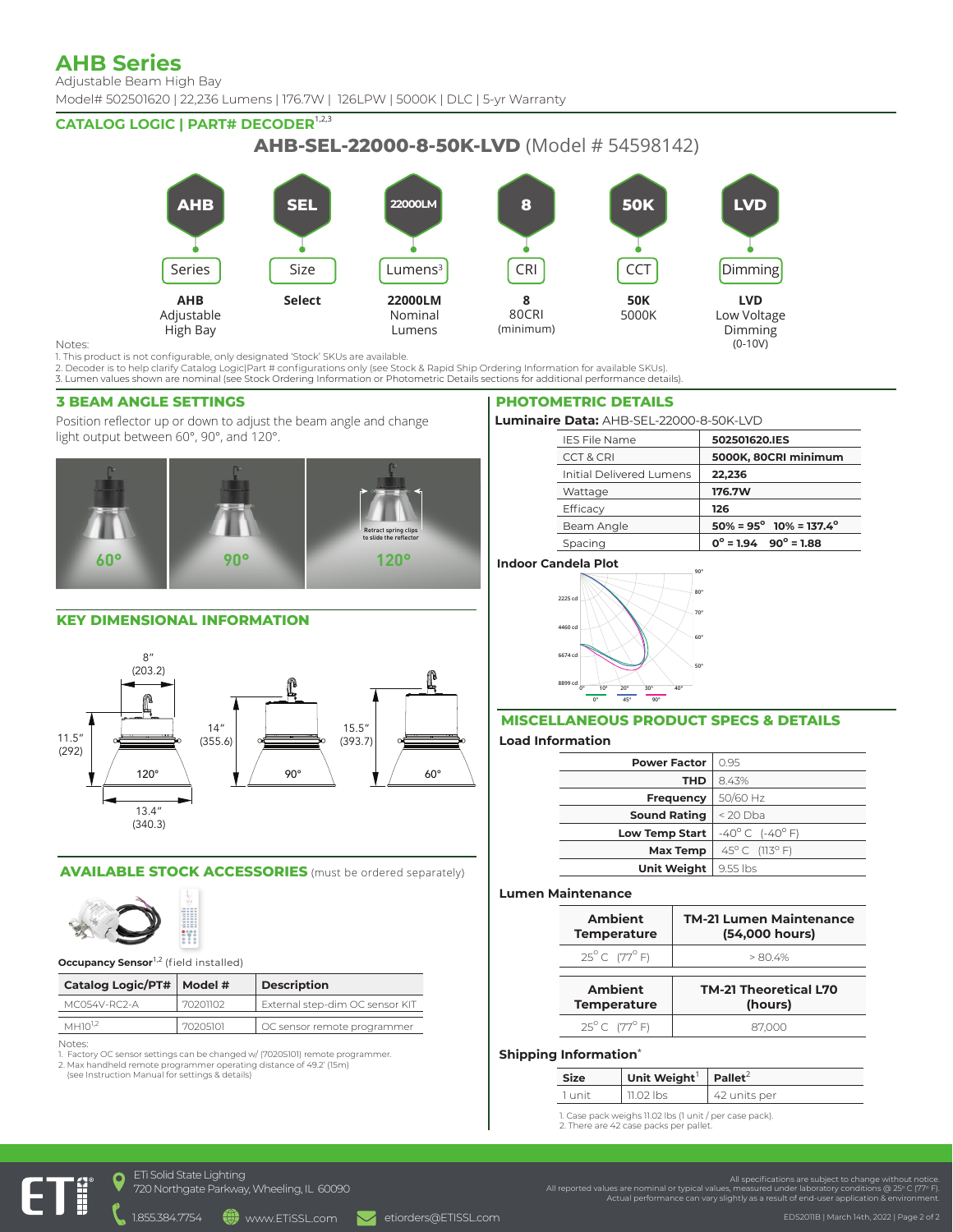# AHB Series

Adjustable Beam High Bay

Model# 502501620 | 22,236 Lumens | 176.7W | 126LPW | 5000K | DLC | 5-yr Warranty

## CATALOG LOGIC | PART# DECODER[1,2,3]

**AHB-SEL-22000-8-50K-LVD** (Model # 54598142)

| AHB | SEL | 22000LM | 8 | 50K | LVD |
|---|---|---|---|---|---|
| Series | Size | Lumens[3] | CRI | CCT | Dimming |
| **AHB** Adjustable High Bay | **Select** | **22000LM** Nominal Lumens | **8** 80CRI (minimum) | **50K** 5000K | **LVD** Low Voltage Dimming (0-10V) |

Notes:
1. This product is not configurable, only designated 'Stock' SKUs are available.
2. Decoder is to help clarify Catalog Logic|Part # configurations only (see Stock & Rapid Ship Ordering Information for available SKUs).
3. Lumen values shown are nominal (see Stock Ordering Information or Photometric Details sections for additional performance details).

## 3 BEAM ANGLE SETTINGS

Position reflector up or down to adjust the beam angle and change light output between 60°, 90°, and 120°.

60° 90° 120°

Retract spring clips to slide the reflector

## KEY DIMENSIONAL INFORMATION

8" (203.2)

11.5" (292)

120°

13.4" (340.3)

14" (355.6)

90°

15.5" (393.7)

60°

## AVAILABLE STOCK ACCESSORIES (must be ordered separately)

**Occupancy Sensor**[1,2] (field installed)

| Catalog Logic/PT# | Model # | Description |
|---|---|---|
| MC054V-RC2-A | 70201102 | External step-dim OC sensor KIT |
| MH10[1,2] | 70205101 | OC sensor remote programmer |

Notes:
1. Factory OC sensor settings can be changed w/ (70205101) remote programmer.
2. Max handheld remote programmer operating distance of 49.2' (15m) (see Instruction Manual for settings & details)

## PHOTOMETRIC DETAILS

**Luminaire Data:** AHB-SEL-22000-8-50K-LVD

| | |
|---|---|
| IES File Name | **502501620.IES** |
| CCT & CRI | **5000K, 80CRI minimum** |
| Initial Delivered Lumens | **22,236** |
| Wattage | **176.7W** |
| Efficacy | **126** |
| Beam Angle | **50% = 95° 10% = 137.4°** |
| Spacing | **0° = 1.94 90° = 1.88** |

**Indoor Candela Plot**

2225 cd
4460 cd
6674 cd
8899 cd
0° 10° 20° 30° 40° 50° 60° 70° 80° 90°
0° 45° 90°

## MISCELLANEOUS PRODUCT SPECS & DETAILS

**Load Information**

| | |
|---|---|
| **Power Factor** | 0.95 |
| **THD** | 8.43% |
| **Frequency** | 50/60 Hz |
| **Sound Rating** | < 20 Dba |
| **Low Temp Start** | -40° C (-40° F) |
| **Max Temp** | 45° C (113° F) |
| **Unit Weight** | 9.55 lbs |

**Lumen Maintenance**

| Ambient Temperature | TM-21 Lumen Maintenance (54,000 hours) |
|---|---|
| 25° C (77° F) | > 80.4% |

| Ambient Temperature | TM-21 Theoretical L70 (hours) |
|---|---|
| 25° C (77° F) | 87,000 |

**Shipping Information***

| Size | Unit Weight[1] | Pallet[2] |
|---|---|---|
| 1 unit | 11.02 lbs | 42 units per |

1. Case pack weighs 11.02 lbs (1 unit / per case pack).
2. There are 42 case packs per pallet.

ETi Solid State Lighting
720 Northgate Parkway, Wheeling, IL 60090
1.855.384.7754 www.ETiSSL.com etiorders@ETISSL.com

All specifications are subject to change without notice.
All reported values are nominal or typical values, measured under laboratory conditions @ 25° C (77° F).
Actual performance can vary slightly as a result of end-user application & environment.

EDS2011B | March 14th, 2022